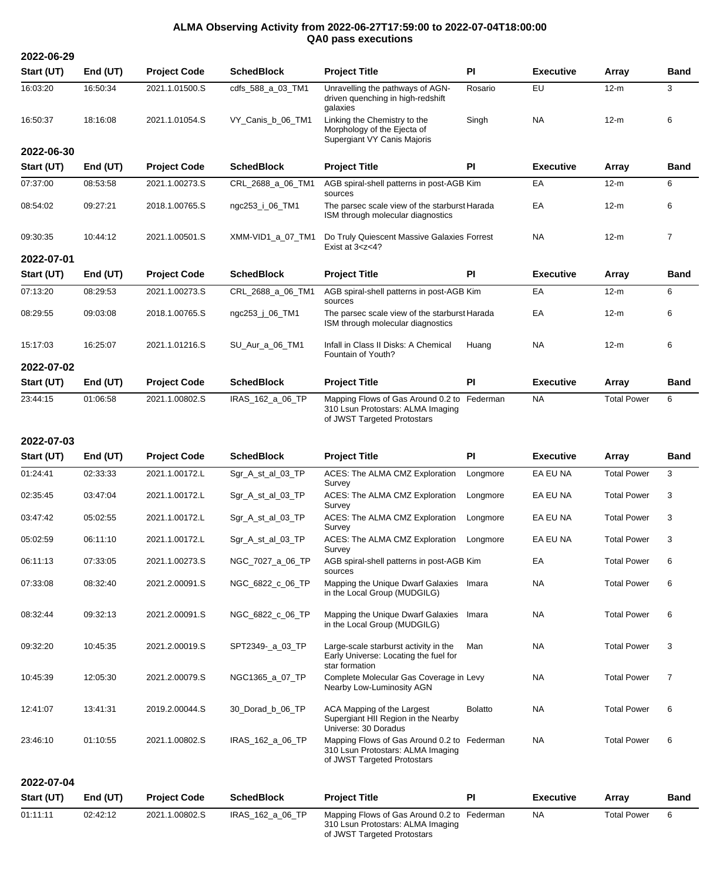# ALMA Observing Activity from 2022-06-27T17:59:00 to 2022-07-04T18:00:00
## QA0 pass executions

### 2022-06-29

| Start (UT) | End (UT) | Project Code | SchedBlock | Project Title | PI | Executive | Array | Band |
|---|---|---|---|---|---|---|---|---|
| 16:03:20 | 16:50:34 | 2021.1.01500.S | cdfs_588_a_03_TM1 | Unravelling the pathways of AGN-driven quenching in high-redshift galaxies | Rosario | EU | 12-m | 3 |
| 16:50:37 | 18:16:08 | 2021.1.01054.S | VY_Canis_b_06_TM1 | Linking the Chemistry to the Morphology of the Ejecta of Supergiant VY Canis Majoris | Singh | NA | 12-m | 6 |

### 2022-06-30

| Start (UT) | End (UT) | Project Code | SchedBlock | Project Title | PI | Executive | Array | Band |
|---|---|---|---|---|---|---|---|---|
| 07:37:00 | 08:53:58 | 2021.1.00273.S | CRL_2688_a_06_TM1 | AGB spiral-shell patterns in post-AGB sources | Kim | EA | 12-m | 6 |
| 08:54:02 | 09:27:21 | 2018.1.00765.S | ngc253_i_06_TM1 | The parsec scale view of the starburst ISM through molecular diagnostics | Harada | EA | 12-m | 6 |
| 09:30:35 | 10:44:12 | 2021.1.00501.S | XMM-VID1_a_07_TM1 | Do Truly Quiescent Massive Galaxies Exist at 3<z<4? | Forrest | NA | 12-m | 7 |

### 2022-07-01

| Start (UT) | End (UT) | Project Code | SchedBlock | Project Title | PI | Executive | Array | Band |
|---|---|---|---|---|---|---|---|---|
| 07:13:20 | 08:29:53 | 2021.1.00273.S | CRL_2688_a_06_TM1 | AGB spiral-shell patterns in post-AGB sources | Kim | EA | 12-m | 6 |
| 08:29:55 | 09:03:08 | 2018.1.00765.S | ngc253_j_06_TM1 | The parsec scale view of the starburst ISM through molecular diagnostics | Harada | EA | 12-m | 6 |
| 15:17:03 | 16:25:07 | 2021.1.01216.S | SU_Aur_a_06_TM1 | Infall in Class II Disks: A Chemical Fountain of Youth? | Huang | NA | 12-m | 6 |

### 2022-07-02

| Start (UT) | End (UT) | Project Code | SchedBlock | Project Title | PI | Executive | Array | Band |
|---|---|---|---|---|---|---|---|---|
| 23:44:15 | 01:06:58 | 2021.1.00802.S | IRAS_162_a_06_TP | Mapping Flows of Gas Around 0.2 to 310 Lsun Protostars: ALMA Imaging of JWST Targeted Protostars | Federman | NA | Total Power | 6 |

### 2022-07-03

| Start (UT) | End (UT) | Project Code | SchedBlock | Project Title | PI | Executive | Array | Band |
|---|---|---|---|---|---|---|---|---|
| 01:24:41 | 02:33:33 | 2021.1.00172.L | Sgr_A_st_al_03_TP | ACES: The ALMA CMZ Exploration Survey | Longmore | EA EU NA | Total Power | 3 |
| 02:35:45 | 03:47:04 | 2021.1.00172.L | Sgr_A_st_al_03_TP | ACES: The ALMA CMZ Exploration Survey | Longmore | EA EU NA | Total Power | 3 |
| 03:47:42 | 05:02:55 | 2021.1.00172.L | Sgr_A_st_al_03_TP | ACES: The ALMA CMZ Exploration Survey | Longmore | EA EU NA | Total Power | 3 |
| 05:02:59 | 06:11:10 | 2021.1.00172.L | Sgr_A_st_al_03_TP | ACES: The ALMA CMZ Exploration Survey | Longmore | EA EU NA | Total Power | 3 |
| 06:11:13 | 07:33:05 | 2021.1.00273.S | NGC_7027_a_06_TP | AGB spiral-shell patterns in post-AGB sources | Kim | EA | Total Power | 6 |
| 07:33:08 | 08:32:40 | 2021.2.00091.S | NGC_6822_c_06_TP | Mapping the Unique Dwarf Galaxies in the Local Group (MUDGILG) | Imara | NA | Total Power | 6 |
| 08:32:44 | 09:32:13 | 2021.2.00091.S | NGC_6822_c_06_TP | Mapping the Unique Dwarf Galaxies in the Local Group (MUDGILG) | Imara | NA | Total Power | 6 |
| 09:32:20 | 10:45:35 | 2021.2.00019.S | SPT2349-_a_03_TP | Large-scale starburst activity in the Early Universe: Locating the fuel for star formation | Man | NA | Total Power | 3 |
| 10:45:39 | 12:05:30 | 2021.2.00079.S | NGC1365_a_07_TP | Complete Molecular Gas Coverage in Nearby Low-Luminosity AGN | Levy | NA | Total Power | 7 |
| 12:41:07 | 13:41:31 | 2019.2.00044.S | 30_Dorad_b_06_TP | ACA Mapping of the Largest Supergiant HII Region in the Nearby Universe: 30 Doradus | Bolatto | NA | Total Power | 6 |
| 23:46:10 | 01:10:55 | 2021.1.00802.S | IRAS_162_a_06_TP | Mapping Flows of Gas Around 0.2 to 310 Lsun Protostars: ALMA Imaging of JWST Targeted Protostars | Federman | NA | Total Power | 6 |

### 2022-07-04

| Start (UT) | End (UT) | Project Code | SchedBlock | Project Title | PI | Executive | Array | Band |
|---|---|---|---|---|---|---|---|---|
| 01:11:11 | 02:42:12 | 2021.1.00802.S | IRAS_162_a_06_TP | Mapping Flows of Gas Around 0.2 to 310 Lsun Protostars: ALMA Imaging of JWST Targeted Protostars | Federman | NA | Total Power | 6 |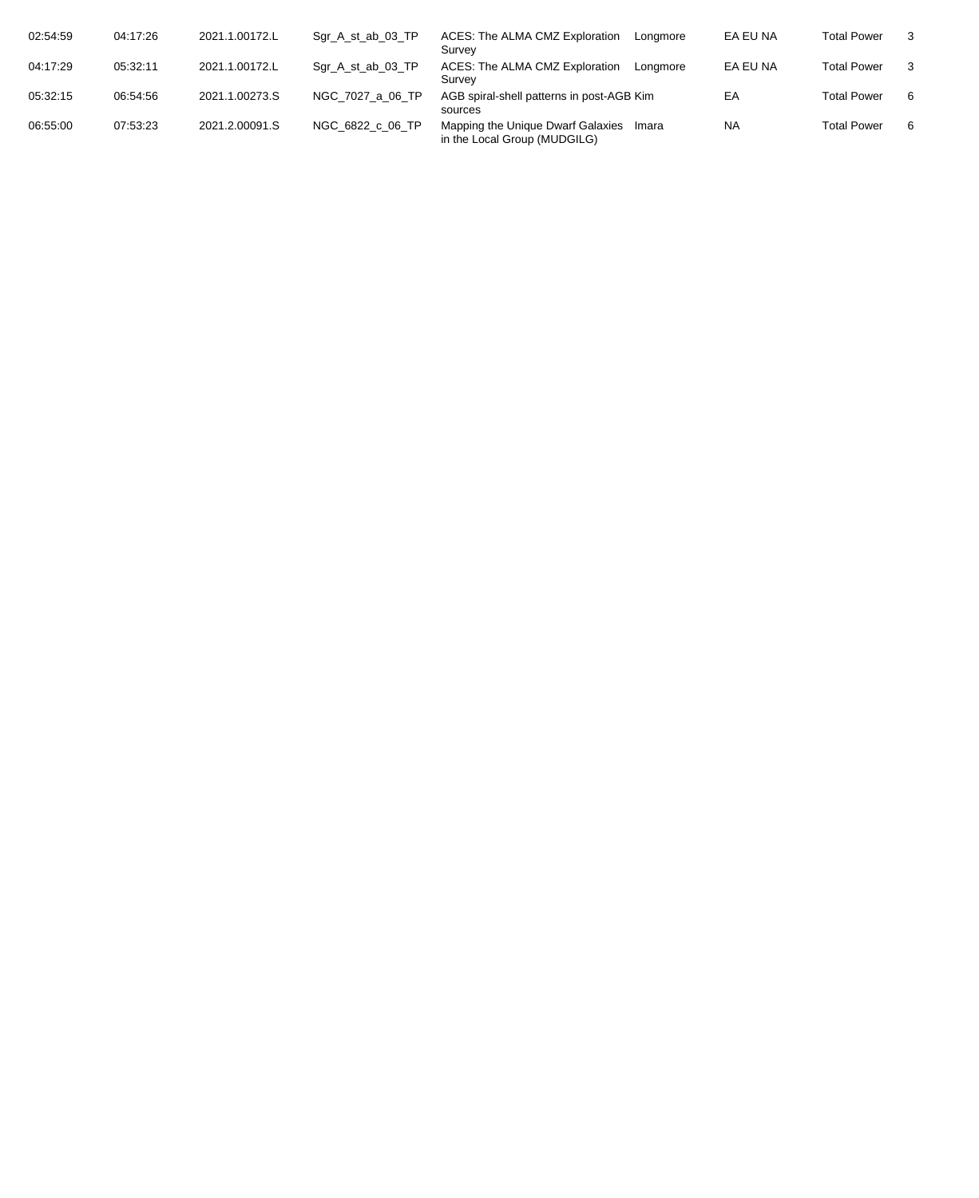| | | | | | | | | |
|---|---|---|---|---|---|---|---|---|
| 02:54:59 | 04:17:26 | 2021.1.00172.L | Sgr_A_st_ab_03_TP | ACES: The ALMA CMZ Exploration Survey | Longmore | EA EU NA | Total Power | 3 |
| 04:17:29 | 05:32:11 | 2021.1.00172.L | Sgr_A_st_ab_03_TP | ACES: The ALMA CMZ Exploration Survey | Longmore | EA EU NA | Total Power | 3 |
| 05:32:15 | 06:54:56 | 2021.1.00273.S | NGC_7027_a_06_TP | AGB spiral-shell patterns in post-AGB sources | Kim | EA | Total Power | 6 |
| 06:55:00 | 07:53:23 | 2021.2.00091.S | NGC_6822_c_06_TP | Mapping the Unique Dwarf Galaxies in the Local Group (MUDGILG) | Imara | NA | Total Power | 6 |